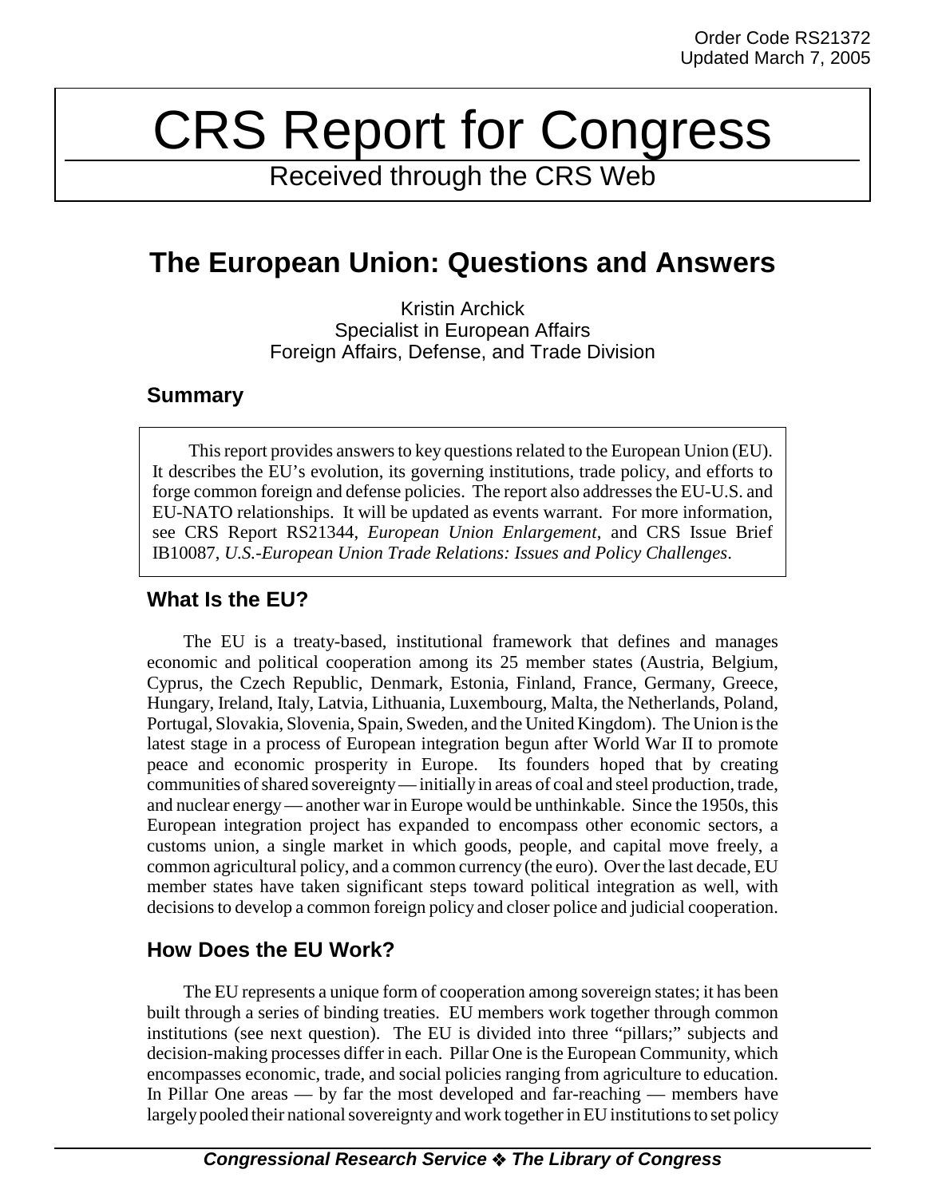Order Code RS21372
Updated March 7, 2005

# CRS Report for Congress

Received through the CRS Web

## The European Union: Questions and Answers

Kristin Archick
Specialist in European Affairs
Foreign Affairs, Defense, and Trade Division

### Summary

This report provides answers to key questions related to the European Union (EU). It describes the EU's evolution, its governing institutions, trade policy, and efforts to forge common foreign and defense policies. The report also addresses the EU-U.S. and EU-NATO relationships. It will be updated as events warrant. For more information, see CRS Report RS21344, *European Union Enlargement*, and CRS Issue Brief IB10087, *U.S.-European Union Trade Relations: Issues and Policy Challenges*.

### What Is the EU?

The EU is a treaty-based, institutional framework that defines and manages economic and political cooperation among its 25 member states (Austria, Belgium, Cyprus, the Czech Republic, Denmark, Estonia, Finland, France, Germany, Greece, Hungary, Ireland, Italy, Latvia, Lithuania, Luxembourg, Malta, the Netherlands, Poland, Portugal, Slovakia, Slovenia, Spain, Sweden, and the United Kingdom). The Union is the latest stage in a process of European integration begun after World War II to promote peace and economic prosperity in Europe. Its founders hoped that by creating communities of shared sovereignty — initially in areas of coal and steel production, trade, and nuclear energy — another war in Europe would be unthinkable. Since the 1950s, this European integration project has expanded to encompass other economic sectors, a customs union, a single market in which goods, people, and capital move freely, a common agricultural policy, and a common currency (the euro). Over the last decade, EU member states have taken significant steps toward political integration as well, with decisions to develop a common foreign policy and closer police and judicial cooperation.

### How Does the EU Work?

The EU represents a unique form of cooperation among sovereign states; it has been built through a series of binding treaties. EU members work together through common institutions (see next question). The EU is divided into three "pillars;" subjects and decision-making processes differ in each. Pillar One is the European Community, which encompasses economic, trade, and social policies ranging from agriculture to education. In Pillar One areas — by far the most developed and far-reaching — members have largely pooled their national sovereignty and work together in EU institutions to set policy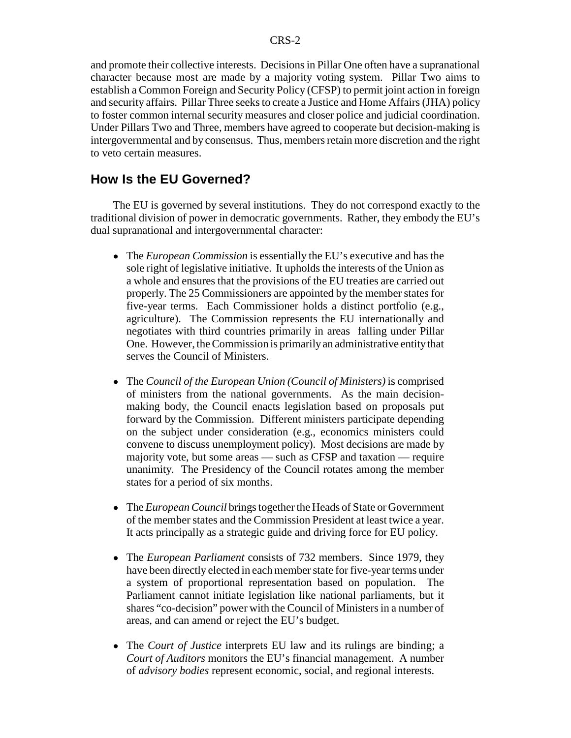and promote their collective interests. Decisions in Pillar One often have a supranational character because most are made by a majority voting system. Pillar Two aims to establish a Common Foreign and Security Policy (CFSP) to permit joint action in foreign and security affairs. Pillar Three seeks to create a Justice and Home Affairs (JHA) policy to foster common internal security measures and closer police and judicial coordination. Under Pillars Two and Three, members have agreed to cooperate but decision-making is intergovernmental and by consensus. Thus, members retain more discretion and the right to veto certain measures.

## How Is the EU Governed?

The EU is governed by several institutions. They do not correspond exactly to the traditional division of power in democratic governments. Rather, they embody the EU's dual supranational and intergovernmental character:

- The *European Commission* is essentially the EU's executive and has the sole right of legislative initiative. It upholds the interests of the Union as a whole and ensures that the provisions of the EU treaties are carried out properly. The 25 Commissioners are appointed by the member states for five-year terms. Each Commissioner holds a distinct portfolio (e.g., agriculture). The Commission represents the EU internationally and negotiates with third countries primarily in areas falling under Pillar One. However, the Commission is primarily an administrative entity that serves the Council of Ministers.

- The *Council of the European Union (Council of Ministers)* is comprised of ministers from the national governments. As the main decision-making body, the Council enacts legislation based on proposals put forward by the Commission. Different ministers participate depending on the subject under consideration (e.g., economics ministers could convene to discuss unemployment policy). Most decisions are made by majority vote, but some areas — such as CFSP and taxation — require unanimity. The Presidency of the Council rotates among the member states for a period of six months.

- The *European Council* brings together the Heads of State or Government of the member states and the Commission President at least twice a year. It acts principally as a strategic guide and driving force for EU policy.

- The *European Parliament* consists of 732 members. Since 1979, they have been directly elected in each member state for five-year terms under a system of proportional representation based on population. The Parliament cannot initiate legislation like national parliaments, but it shares "co-decision" power with the Council of Ministers in a number of areas, and can amend or reject the EU's budget.

- The *Court of Justice* interprets EU law and its rulings are binding; a *Court of Auditors* monitors the EU's financial management. A number of *advisory bodies* represent economic, social, and regional interests.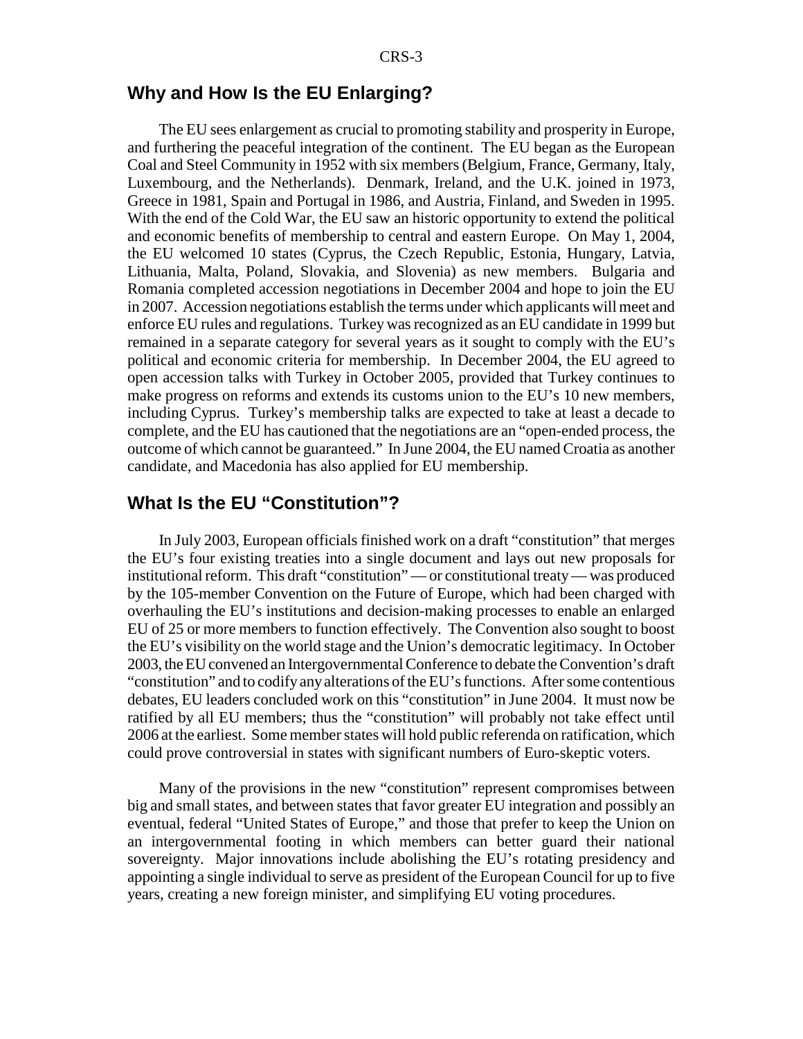## Why and How Is the EU Enlarging?

The EU sees enlargement as crucial to promoting stability and prosperity in Europe, and furthering the peaceful integration of the continent. The EU began as the European Coal and Steel Community in 1952 with six members (Belgium, France, Germany, Italy, Luxembourg, and the Netherlands). Denmark, Ireland, and the U.K. joined in 1973, Greece in 1981, Spain and Portugal in 1986, and Austria, Finland, and Sweden in 1995. With the end of the Cold War, the EU saw an historic opportunity to extend the political and economic benefits of membership to central and eastern Europe. On May 1, 2004, the EU welcomed 10 states (Cyprus, the Czech Republic, Estonia, Hungary, Latvia, Lithuania, Malta, Poland, Slovakia, and Slovenia) as new members. Bulgaria and Romania completed accession negotiations in December 2004 and hope to join the EU in 2007. Accession negotiations establish the terms under which applicants will meet and enforce EU rules and regulations. Turkey was recognized as an EU candidate in 1999 but remained in a separate category for several years as it sought to comply with the EU's political and economic criteria for membership. In December 2004, the EU agreed to open accession talks with Turkey in October 2005, provided that Turkey continues to make progress on reforms and extends its customs union to the EU's 10 new members, including Cyprus. Turkey's membership talks are expected to take at least a decade to complete, and the EU has cautioned that the negotiations are an "open-ended process, the outcome of which cannot be guaranteed." In June 2004, the EU named Croatia as another candidate, and Macedonia has also applied for EU membership.

## What Is the EU "Constitution"?

In July 2003, European officials finished work on a draft "constitution" that merges the EU's four existing treaties into a single document and lays out new proposals for institutional reform. This draft "constitution" — or constitutional treaty — was produced by the 105-member Convention on the Future of Europe, which had been charged with overhauling the EU's institutions and decision-making processes to enable an enlarged EU of 25 or more members to function effectively. The Convention also sought to boost the EU's visibility on the world stage and the Union's democratic legitimacy. In October 2003, the EU convened an Intergovernmental Conference to debate the Convention's draft "constitution" and to codify any alterations of the EU's functions. After some contentious debates, EU leaders concluded work on this "constitution" in June 2004. It must now be ratified by all EU members; thus the "constitution" will probably not take effect until 2006 at the earliest. Some member states will hold public referenda on ratification, which could prove controversial in states with significant numbers of Euro-skeptic voters.

Many of the provisions in the new "constitution" represent compromises between big and small states, and between states that favor greater EU integration and possibly an eventual, federal "United States of Europe," and those that prefer to keep the Union on an intergovernmental footing in which members can better guard their national sovereignty. Major innovations include abolishing the EU's rotating presidency and appointing a single individual to serve as president of the European Council for up to five years, creating a new foreign minister, and simplifying EU voting procedures.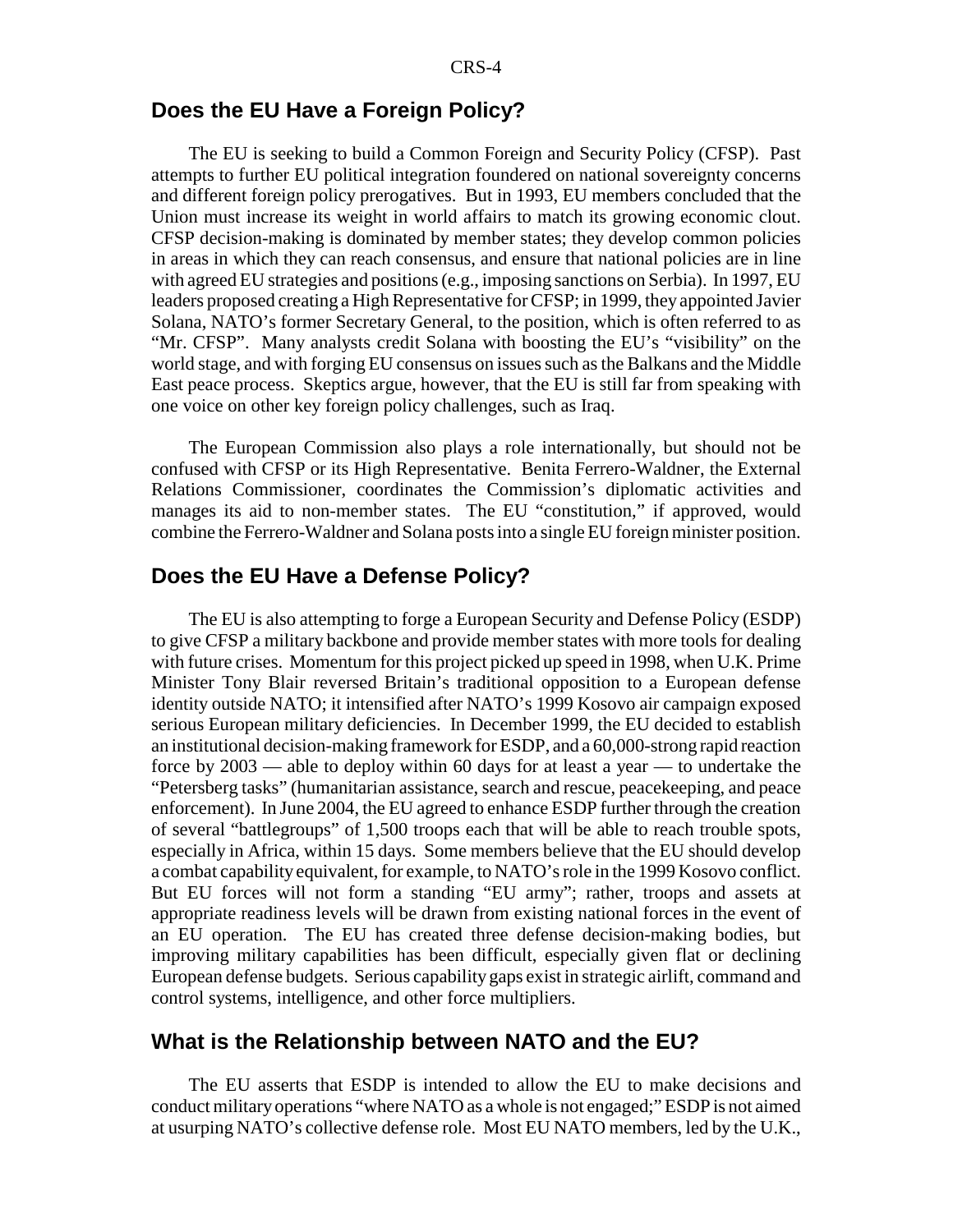## Does the EU Have a Foreign Policy?

The EU is seeking to build a Common Foreign and Security Policy (CFSP). Past attempts to further EU political integration foundered on national sovereignty concerns and different foreign policy prerogatives. But in 1993, EU members concluded that the Union must increase its weight in world affairs to match its growing economic clout. CFSP decision-making is dominated by member states; they develop common policies in areas in which they can reach consensus, and ensure that national policies are in line with agreed EU strategies and positions (e.g., imposing sanctions on Serbia). In 1997, EU leaders proposed creating a High Representative for CFSP; in 1999, they appointed Javier Solana, NATO's former Secretary General, to the position, which is often referred to as "Mr. CFSP". Many analysts credit Solana with boosting the EU's "visibility" on the world stage, and with forging EU consensus on issues such as the Balkans and the Middle East peace process. Skeptics argue, however, that the EU is still far from speaking with one voice on other key foreign policy challenges, such as Iraq.

The European Commission also plays a role internationally, but should not be confused with CFSP or its High Representative. Benita Ferrero-Waldner, the External Relations Commissioner, coordinates the Commission's diplomatic activities and manages its aid to non-member states. The EU "constitution," if approved, would combine the Ferrero-Waldner and Solana posts into a single EU foreign minister position.

## Does the EU Have a Defense Policy?

The EU is also attempting to forge a European Security and Defense Policy (ESDP) to give CFSP a military backbone and provide member states with more tools for dealing with future crises. Momentum for this project picked up speed in 1998, when U.K. Prime Minister Tony Blair reversed Britain's traditional opposition to a European defense identity outside NATO; it intensified after NATO's 1999 Kosovo air campaign exposed serious European military deficiencies. In December 1999, the EU decided to establish an institutional decision-making framework for ESDP, and a 60,000-strong rapid reaction force by 2003 — able to deploy within 60 days for at least a year — to undertake the "Petersberg tasks" (humanitarian assistance, search and rescue, peacekeeping, and peace enforcement). In June 2004, the EU agreed to enhance ESDP further through the creation of several "battlegroups" of 1,500 troops each that will be able to reach trouble spots, especially in Africa, within 15 days. Some members believe that the EU should develop a combat capability equivalent, for example, to NATO's role in the 1999 Kosovo conflict. But EU forces will not form a standing "EU army"; rather, troops and assets at appropriate readiness levels will be drawn from existing national forces in the event of an EU operation. The EU has created three defense decision-making bodies, but improving military capabilities has been difficult, especially given flat or declining European defense budgets. Serious capability gaps exist in strategic airlift, command and control systems, intelligence, and other force multipliers.

## What is the Relationship between NATO and the EU?

The EU asserts that ESDP is intended to allow the EU to make decisions and conduct military operations "where NATO as a whole is not engaged;" ESDP is not aimed at usurping NATO's collective defense role. Most EU NATO members, led by the U.K.,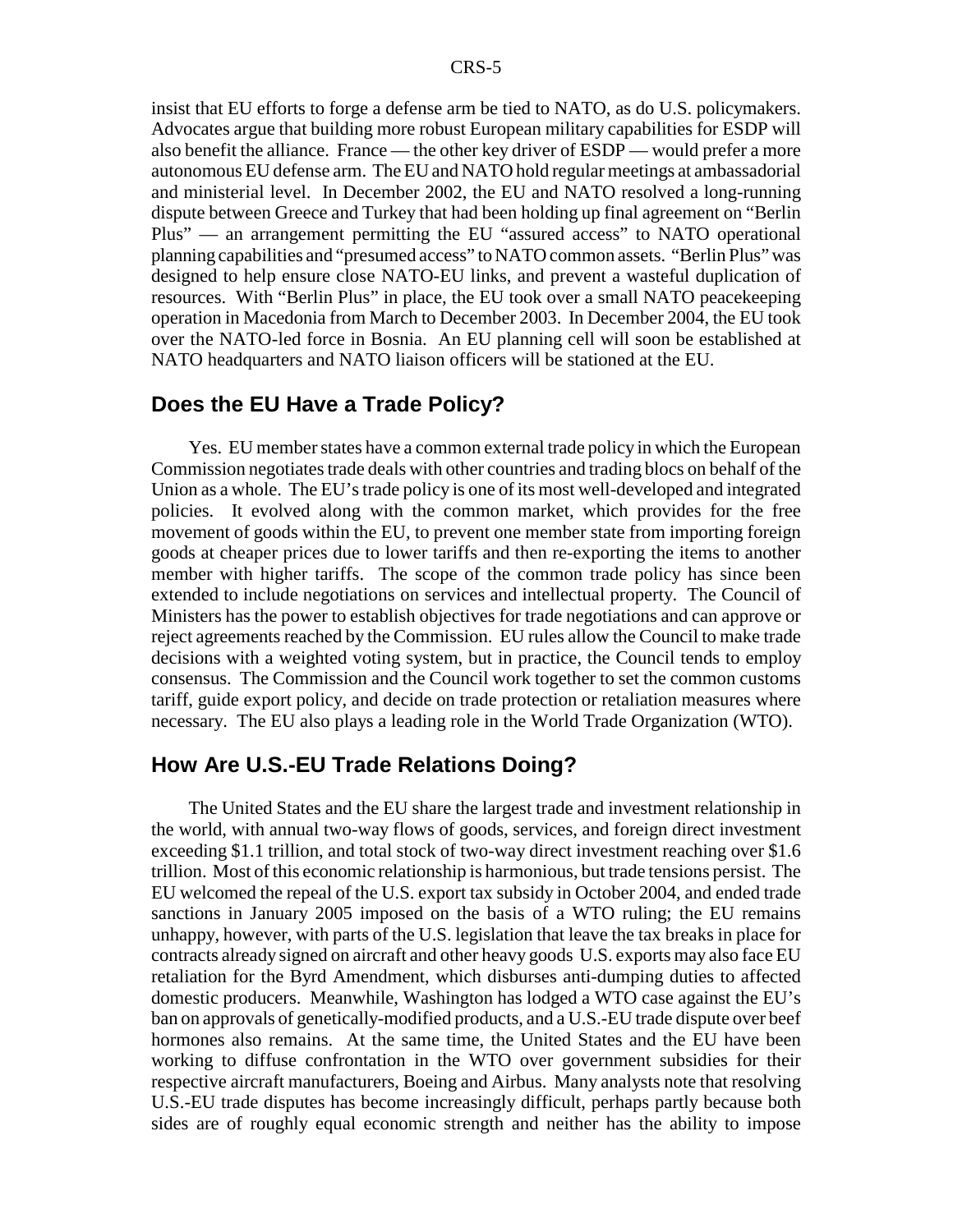insist that EU efforts to forge a defense arm be tied to NATO, as do U.S. policymakers. Advocates argue that building more robust European military capabilities for ESDP will also benefit the alliance. France — the other key driver of ESDP — would prefer a more autonomous EU defense arm. The EU and NATO hold regular meetings at ambassadorial and ministerial level. In December 2002, the EU and NATO resolved a long-running dispute between Greece and Turkey that had been holding up final agreement on "Berlin Plus" — an arrangement permitting the EU "assured access" to NATO operational planning capabilities and "presumed access" to NATO common assets. "Berlin Plus" was designed to help ensure close NATO-EU links, and prevent a wasteful duplication of resources. With "Berlin Plus" in place, the EU took over a small NATO peacekeeping operation in Macedonia from March to December 2003. In December 2004, the EU took over the NATO-led force in Bosnia. An EU planning cell will soon be established at NATO headquarters and NATO liaison officers will be stationed at the EU.

## Does the EU Have a Trade Policy?

Yes. EU member states have a common external trade policy in which the European Commission negotiates trade deals with other countries and trading blocs on behalf of the Union as a whole. The EU's trade policy is one of its most well-developed and integrated policies. It evolved along with the common market, which provides for the free movement of goods within the EU, to prevent one member state from importing foreign goods at cheaper prices due to lower tariffs and then re-exporting the items to another member with higher tariffs. The scope of the common trade policy has since been extended to include negotiations on services and intellectual property. The Council of Ministers has the power to establish objectives for trade negotiations and can approve or reject agreements reached by the Commission. EU rules allow the Council to make trade decisions with a weighted voting system, but in practice, the Council tends to employ consensus. The Commission and the Council work together to set the common customs tariff, guide export policy, and decide on trade protection or retaliation measures where necessary. The EU also plays a leading role in the World Trade Organization (WTO).

## How Are U.S.-EU Trade Relations Doing?

The United States and the EU share the largest trade and investment relationship in the world, with annual two-way flows of goods, services, and foreign direct investment exceeding $1.1 trillion, and total stock of two-way direct investment reaching over $1.6 trillion. Most of this economic relationship is harmonious, but trade tensions persist. The EU welcomed the repeal of the U.S. export tax subsidy in October 2004, and ended trade sanctions in January 2005 imposed on the basis of a WTO ruling; the EU remains unhappy, however, with parts of the U.S. legislation that leave the tax breaks in place for contracts already signed on aircraft and other heavy goods U.S. exports may also face EU retaliation for the Byrd Amendment, which disburses anti-dumping duties to affected domestic producers. Meanwhile, Washington has lodged a WTO case against the EU's ban on approvals of genetically-modified products, and a U.S.-EU trade dispute over beef hormones also remains. At the same time, the United States and the EU have been working to diffuse confrontation in the WTO over government subsidies for their respective aircraft manufacturers, Boeing and Airbus. Many analysts note that resolving U.S.-EU trade disputes has become increasingly difficult, perhaps partly because both sides are of roughly equal economic strength and neither has the ability to impose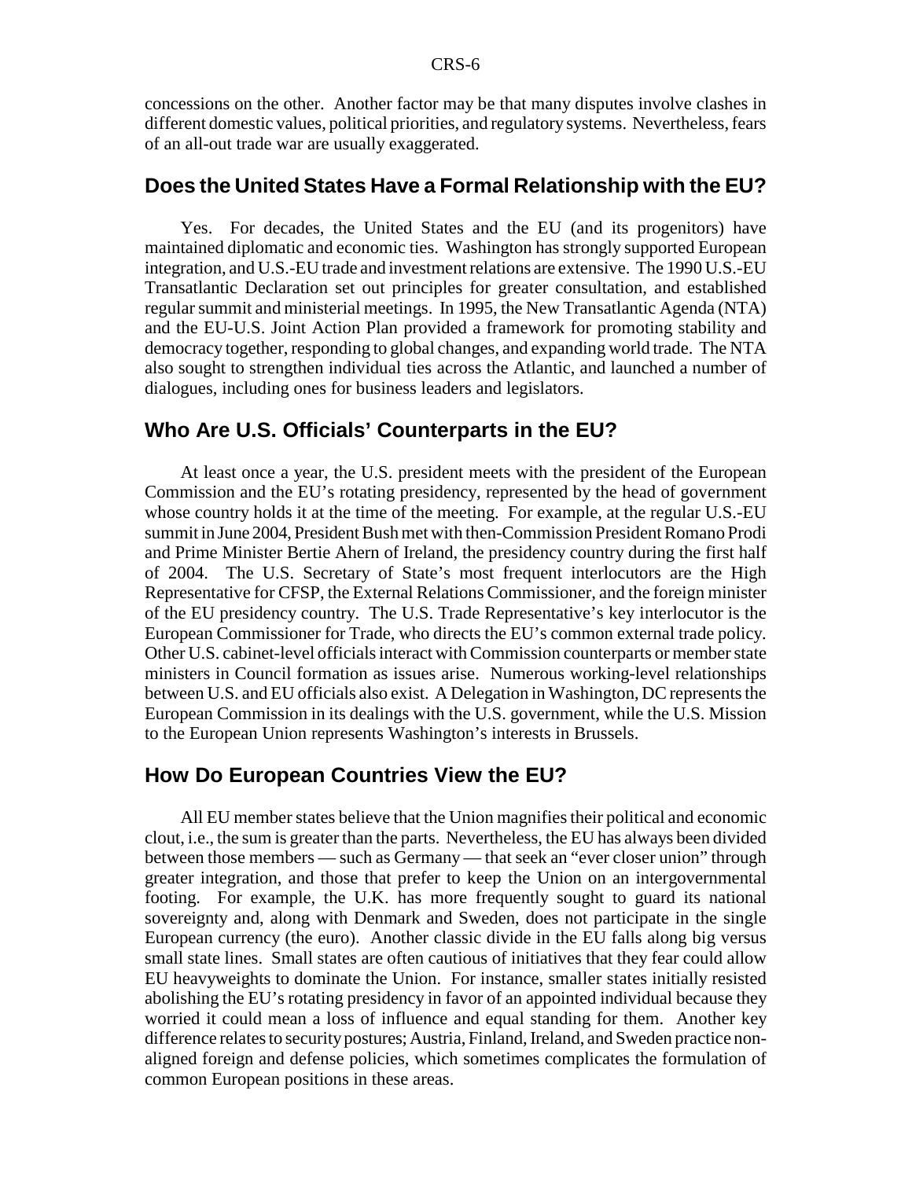concessions on the other. Another factor may be that many disputes involve clashes in different domestic values, political priorities, and regulatory systems. Nevertheless, fears of an all-out trade war are usually exaggerated.

## Does the United States Have a Formal Relationship with the EU?

Yes. For decades, the United States and the EU (and its progenitors) have maintained diplomatic and economic ties. Washington has strongly supported European integration, and U.S.-EU trade and investment relations are extensive. The 1990 U.S.-EU Transatlantic Declaration set out principles for greater consultation, and established regular summit and ministerial meetings. In 1995, the New Transatlantic Agenda (NTA) and the EU-U.S. Joint Action Plan provided a framework for promoting stability and democracy together, responding to global changes, and expanding world trade. The NTA also sought to strengthen individual ties across the Atlantic, and launched a number of dialogues, including ones for business leaders and legislators.

## Who Are U.S. Officials' Counterparts in the EU?

At least once a year, the U.S. president meets with the president of the European Commission and the EU's rotating presidency, represented by the head of government whose country holds it at the time of the meeting. For example, at the regular U.S.-EU summit in June 2004, President Bush met with then-Commission President Romano Prodi and Prime Minister Bertie Ahern of Ireland, the presidency country during the first half of 2004. The U.S. Secretary of State's most frequent interlocutors are the High Representative for CFSP, the External Relations Commissioner, and the foreign minister of the EU presidency country. The U.S. Trade Representative's key interlocutor is the European Commissioner for Trade, who directs the EU's common external trade policy. Other U.S. cabinet-level officials interact with Commission counterparts or member state ministers in Council formation as issues arise. Numerous working-level relationships between U.S. and EU officials also exist. A Delegation in Washington, DC represents the European Commission in its dealings with the U.S. government, while the U.S. Mission to the European Union represents Washington's interests in Brussels.

## How Do European Countries View the EU?

All EU member states believe that the Union magnifies their political and economic clout, i.e., the sum is greater than the parts. Nevertheless, the EU has always been divided between those members — such as Germany — that seek an "ever closer union" through greater integration, and those that prefer to keep the Union on an intergovernmental footing. For example, the U.K. has more frequently sought to guard its national sovereignty and, along with Denmark and Sweden, does not participate in the single European currency (the euro). Another classic divide in the EU falls along big versus small state lines. Small states are often cautious of initiatives that they fear could allow EU heavyweights to dominate the Union. For instance, smaller states initially resisted abolishing the EU's rotating presidency in favor of an appointed individual because they worried it could mean a loss of influence and equal standing for them. Another key difference relates to security postures; Austria, Finland, Ireland, and Sweden practice non-aligned foreign and defense policies, which sometimes complicates the formulation of common European positions in these areas.